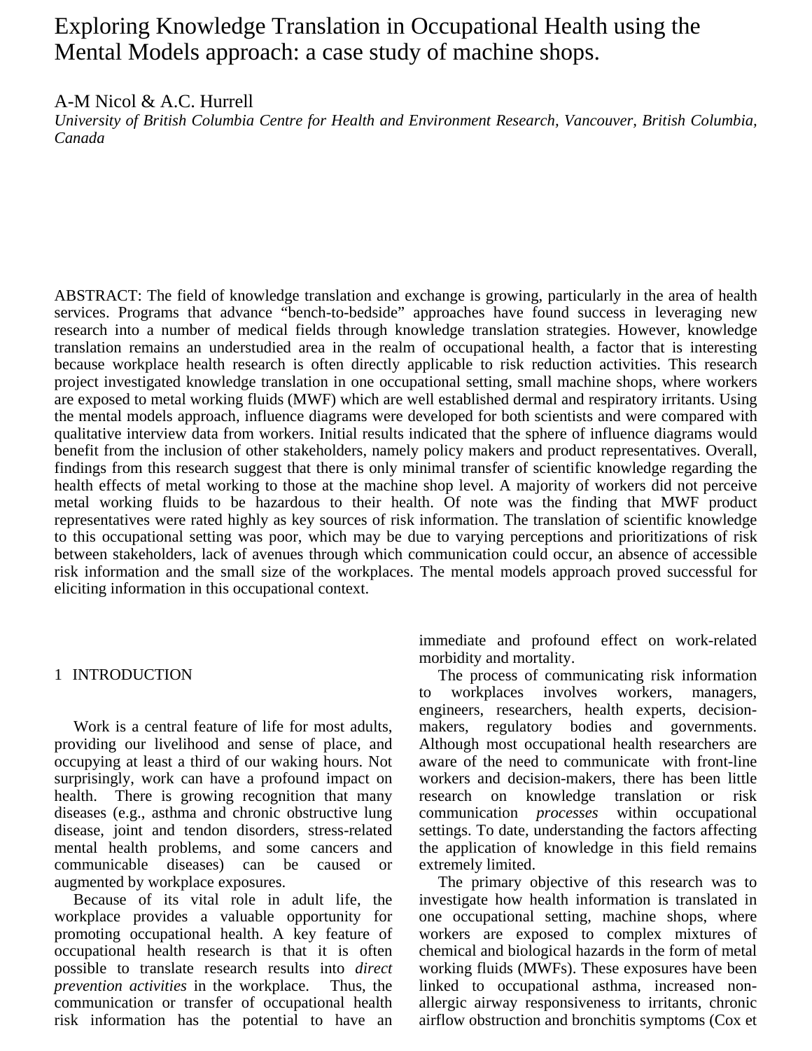# Exploring Knowledge Translation in Occupational Health using the Mental Models approach: a case study of machine shops.

A-M Nicol & A.C. Hurrell

*University of British Columbia Centre for Health and Environment Research, Vancouver, British Columbia, Canada*

ABSTRACT: The field of knowledge translation and exchange is growing, particularly in the area of health services. Programs that advance "bench-to-bedside" approaches have found success in leveraging new research into a number of medical fields through knowledge translation strategies. However, knowledge translation remains an understudied area in the realm of occupational health, a factor that is interesting because workplace health research is often directly applicable to risk reduction activities. This research project investigated knowledge translation in one occupational setting, small machine shops, where workers are exposed to metal working fluids (MWF) which are well established dermal and respiratory irritants. Using the mental models approach, influence diagrams were developed for both scientists and were compared with qualitative interview data from workers. Initial results indicated that the sphere of influence diagrams would benefit from the inclusion of other stakeholders, namely policy makers and product representatives. Overall, findings from this research suggest that there is only minimal transfer of scientific knowledge regarding the health effects of metal working to those at the machine shop level. A majority of workers did not perceive metal working fluids to be hazardous to their health. Of note was the finding that MWF product representatives were rated highly as key sources of risk information. The translation of scientific knowledge to this occupational setting was poor, which may be due to varying perceptions and prioritizations of risk between stakeholders, lack of avenues through which communication could occur, an absence of accessible risk information and the small size of the workplaces. The mental models approach proved successful for eliciting information in this occupational context.

## 1 INTRODUCTION

Work is a central feature of life for most adults, providing our livelihood and sense of place, and occupying at least a third of our waking hours. Not surprisingly, work can have a profound impact on health. There is growing recognition that many diseases (e.g., asthma and chronic obstructive lung disease, joint and tendon disorders, stress-related mental health problems, and some cancers and communicable diseases) can be caused or augmented by workplace exposures.

Because of its vital role in adult life, the workplace provides a valuable opportunity for promoting occupational health. A key feature of occupational health research is that it is often possible to translate research results into *direct prevention activities* in the workplace. Thus, the communication or transfer of occupational health risk information has the potential to have an immediate and profound effect on work-related morbidity and mortality.

The process of communicating risk information to workplaces involves workers, managers, engineers, researchers, health experts, decision-makers, regulatory bodies and governments. Although most occupational health researchers are aware of the need to communicate with front-line workers and decision-makers, there has been little research on knowledge translation or risk communication *processes* within occupational settings. To date, understanding the factors affecting the application of knowledge in this field remains extremely limited.

The primary objective of this research was to investigate how health information is translated in one occupational setting, machine shops, where workers are exposed to complex mixtures of chemical and biological hazards in the form of metal working fluids (MWFs). These exposures have been linked to occupational asthma, increased non-allergic airway responsiveness to irritants, chronic airflow obstruction and bronchitis symptoms (Cox et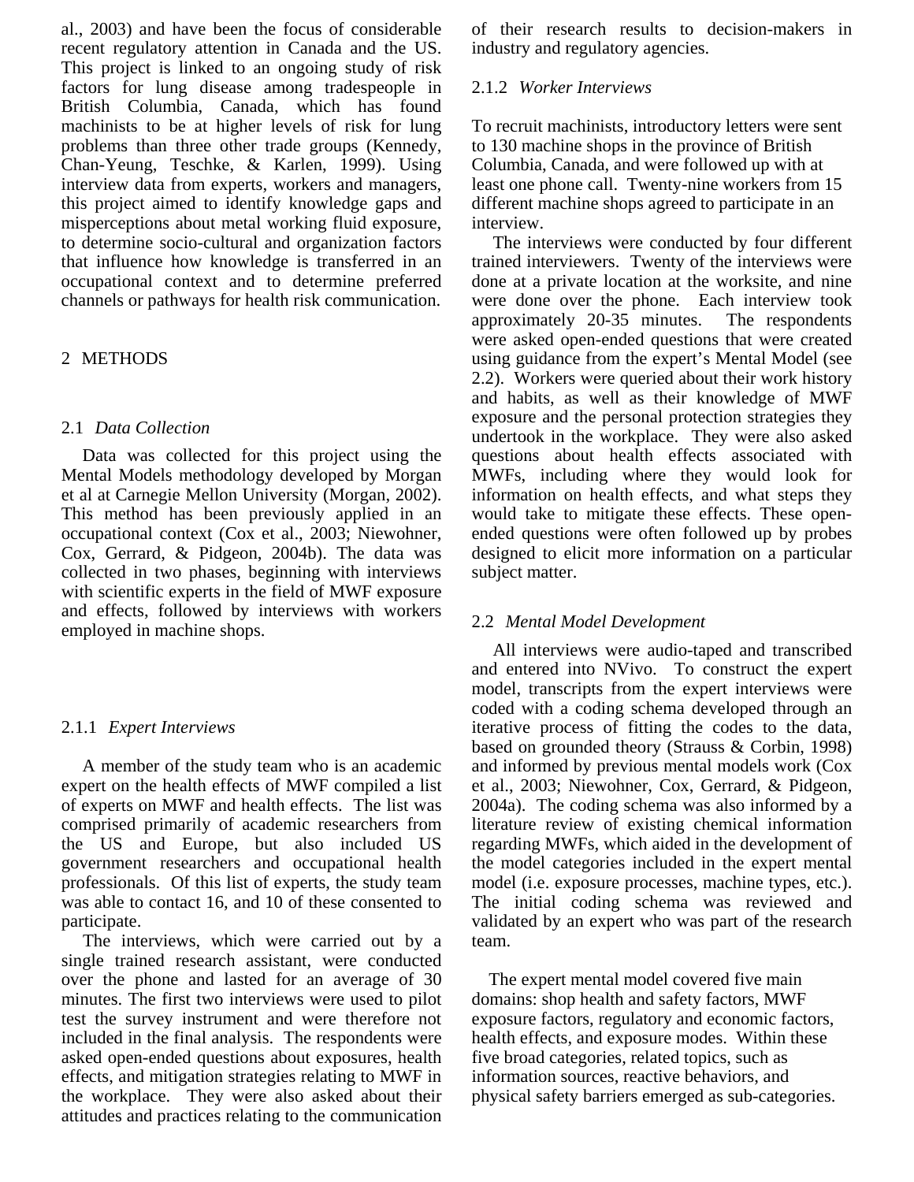al., 2003) and have been the focus of considerable recent regulatory attention in Canada and the US. This project is linked to an ongoing study of risk factors for lung disease among tradespeople in British Columbia, Canada, which has found machinists to be at higher levels of risk for lung problems than three other trade groups (Kennedy, Chan-Yeung, Teschke, & Karlen, 1999). Using interview data from experts, workers and managers, this project aimed to identify knowledge gaps and misperceptions about metal working fluid exposure, to determine socio-cultural and organization factors that influence how knowledge is transferred in an occupational context and to determine preferred channels or pathways for health risk communication.

## 2 METHODS

### 2.1 *Data Collection*

Data was collected for this project using the Mental Models methodology developed by Morgan et al at Carnegie Mellon University (Morgan, 2002). This method has been previously applied in an occupational context (Cox et al., 2003; Niewohner, Cox, Gerrard, & Pidgeon, 2004b). The data was collected in two phases, beginning with interviews with scientific experts in the field of MWF exposure and effects, followed by interviews with workers employed in machine shops.

#### 2.1.1 *Expert Interviews*

A member of the study team who is an academic expert on the health effects of MWF compiled a list of experts on MWF and health effects. The list was comprised primarily of academic researchers from the US and Europe, but also included US government researchers and occupational health professionals. Of this list of experts, the study team was able to contact 16, and 10 of these consented to participate.

The interviews, which were carried out by a single trained research assistant, were conducted over the phone and lasted for an average of 30 minutes. The first two interviews were used to pilot test the survey instrument and were therefore not included in the final analysis. The respondents were asked open-ended questions about exposures, health effects, and mitigation strategies relating to MWF in the workplace. They were also asked about their attitudes and practices relating to the communication of their research results to decision-makers in industry and regulatory agencies.

#### 2.1.2 *Worker Interviews*

To recruit machinists, introductory letters were sent to 130 machine shops in the province of British Columbia, Canada, and were followed up with at least one phone call. Twenty-nine workers from 15 different machine shops agreed to participate in an interview.

The interviews were conducted by four different trained interviewers. Twenty of the interviews were done at a private location at the worksite, and nine were done over the phone. Each interview took approximately 20-35 minutes. The respondents were asked open-ended questions that were created using guidance from the expert's Mental Model (see 2.2). Workers were queried about their work history and habits, as well as their knowledge of MWF exposure and the personal protection strategies they undertook in the workplace. They were also asked questions about health effects associated with MWFs, including where they would look for information on health effects, and what steps they would take to mitigate these effects. These open-ended questions were often followed up by probes designed to elicit more information on a particular subject matter.

### 2.2 *Mental Model Development*

All interviews were audio-taped and transcribed and entered into NVivo. To construct the expert model, transcripts from the expert interviews were coded with a coding schema developed through an iterative process of fitting the codes to the data, based on grounded theory (Strauss & Corbin, 1998) and informed by previous mental models work (Cox et al., 2003; Niewohner, Cox, Gerrard, & Pidgeon, 2004a). The coding schema was also informed by a literature review of existing chemical information regarding MWFs, which aided in the development of the model categories included in the expert mental model (i.e. exposure processes, machine types, etc.). The initial coding schema was reviewed and validated by an expert who was part of the research team.

The expert mental model covered five main domains: shop health and safety factors, MWF exposure factors, regulatory and economic factors, health effects, and exposure modes. Within these five broad categories, related topics, such as information sources, reactive behaviors, and physical safety barriers emerged as sub-categories.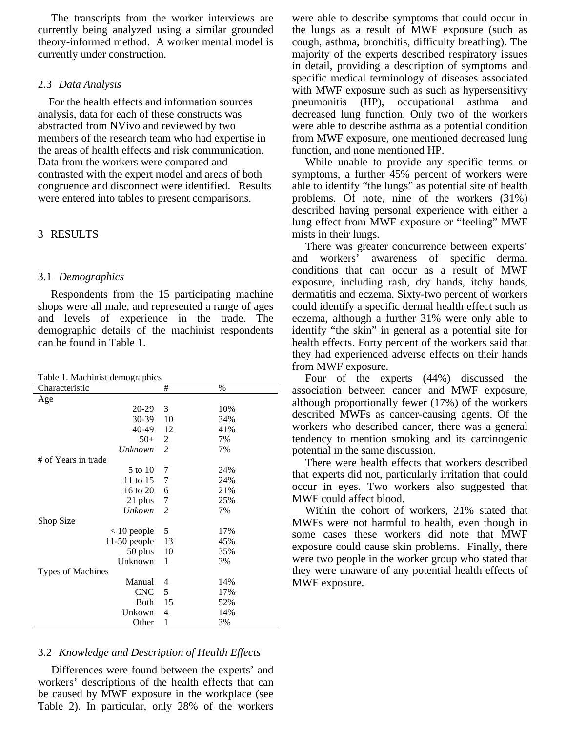The transcripts from the worker interviews are currently being analyzed using a similar grounded theory-informed method. A worker mental model is currently under construction.

### 2.3 *Data Analysis*

For the health effects and information sources analysis, data for each of these constructs was abstracted from NVivo and reviewed by two members of the research team who had expertise in the areas of health effects and risk communication. Data from the workers were compared and contrasted with the expert model and areas of both congruence and disconnect were identified. Results were entered into tables to present comparisons.

## 3 RESULTS

### 3.1 *Demographics*

Respondents from the 15 participating machine shops were all male, and represented a range of ages and levels of experience in the trade. The demographic details of the machinist respondents can be found in Table 1.

Table 1. Machinist demographics

| Characteristic | # | % |
|---|---|---|
| Age | | |
| 20-29 | 3 | 10% |
| 30-39 | 10 | 34% |
| 40-49 | 12 | 41% |
| 50+ | 2 | 7% |
| *Unknown* | *2* | 7% |
| # of Years in trade | | |
| 5 to 10 | 7 | 24% |
| 11 to 15 | 7 | 24% |
| 16 to 20 | 6 | 21% |
| 21 plus | 7 | 25% |
| *Unkown* | *2* | 7% |
| Shop Size | | |
| < 10 people | 5 | 17% |
| 11-50 people | 13 | 45% |
| 50 plus | 10 | 35% |
| Unknown | 1 | 3% |
| Types of Machines | | |
| Manual | 4 | 14% |
| CNC | 5 | 17% |
| Both | 15 | 52% |
| Unkown | 4 | 14% |
| Other | 1 | 3% |

### 3.2 *Knowledge and Description of Health Effects*

Differences were found between the experts' and workers' descriptions of the health effects that can be caused by MWF exposure in the workplace (see Table 2). In particular, only 28% of the workers were able to describe symptoms that could occur in the lungs as a result of MWF exposure (such as cough, asthma, bronchitis, difficulty breathing). The majority of the experts described respiratory issues in detail, providing a description of symptoms and specific medical terminology of diseases associated with MWF exposure such as such as hypersensitivy pneumonitis (HP), occupational asthma and decreased lung function. Only two of the workers were able to describe asthma as a potential condition from MWF exposure, one mentioned decreased lung function, and none mentioned HP.

While unable to provide any specific terms or symptoms, a further 45% percent of workers were able to identify "the lungs" as potential site of health problems. Of note, nine of the workers (31%) described having personal experience with either a lung effect from MWF exposure or "feeling" MWF mists in their lungs.

There was greater concurrence between experts' and workers' awareness of specific dermal conditions that can occur as a result of MWF exposure, including rash, dry hands, itchy hands, dermatitis and eczema. Sixty-two percent of workers could identify a specific dermal health effect such as eczema, although a further 31% were only able to identify "the skin" in general as a potential site for health effects. Forty percent of the workers said that they had experienced adverse effects on their hands from MWF exposure.

Four of the experts (44%) discussed the association between cancer and MWF exposure, although proportionally fewer (17%) of the workers described MWFs as cancer-causing agents. Of the workers who described cancer, there was a general tendency to mention smoking and its carcinogenic potential in the same discussion.

There were health effects that workers described that experts did not, particularly irritation that could occur in eyes. Two workers also suggested that MWF could affect blood.

Within the cohort of workers, 21% stated that MWFs were not harmful to health, even though in some cases these workers did note that MWF exposure could cause skin problems. Finally, there were two people in the worker group who stated that they were unaware of any potential health effects of MWF exposure.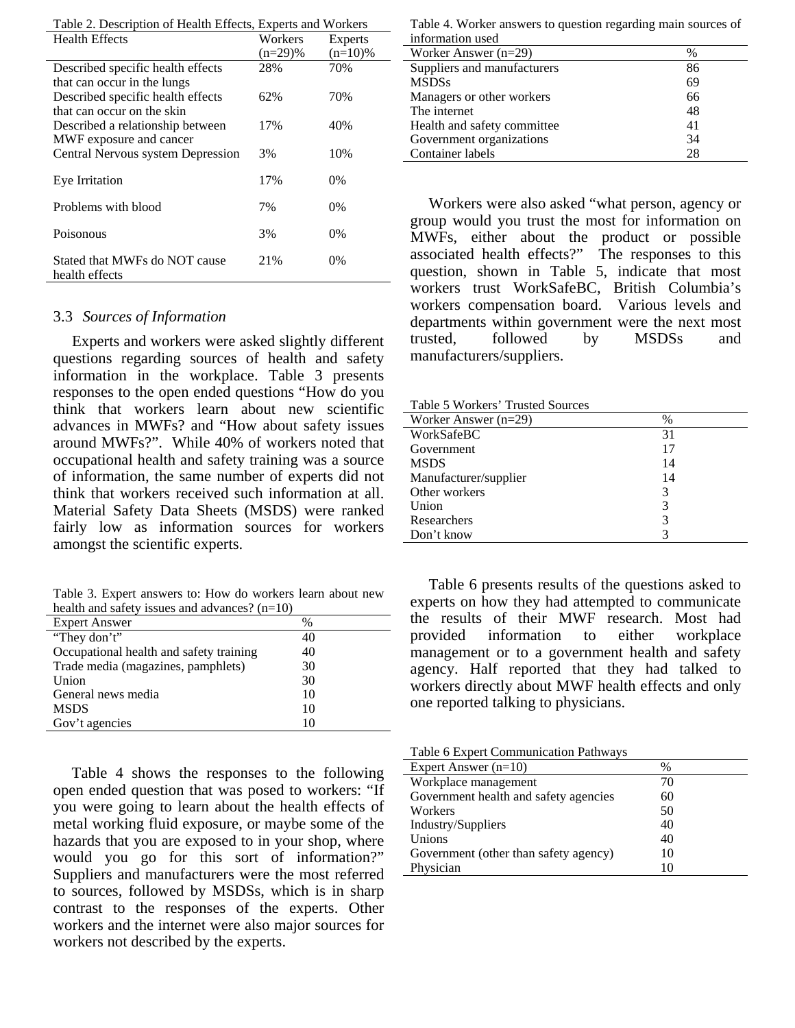Table 2. Description of Health Effects, Experts and Workers

| Health Effects | Workers (n=29)% | Experts (n=10)% |
|---|---|---|
| Described specific health effects that can occur in the lungs | 28% | 70% |
| Described specific health effects that can occur on the skin | 62% | 70% |
| Described a relationship between MWF exposure and cancer | 17% | 40% |
| Central Nervous system Depression | 3% | 10% |
| Eye Irritation | 17% | 0% |
| Problems with blood | 7% | 0% |
| Poisonous | 3% | 0% |
| Stated that MWFs do NOT cause health effects | 21% | 0% |

### 3.3 *Sources of Information*

Experts and workers were asked slightly different questions regarding sources of health and safety information in the workplace. Table 3 presents responses to the open ended questions "How do you think that workers learn about new scientific advances in MWFs? and "How about safety issues around MWFs?". While 40% of workers noted that occupational health and safety training was a source of information, the same number of experts did not think that workers received such information at all. Material Safety Data Sheets (MSDS) were ranked fairly low as information sources for workers amongst the scientific experts.

Table 3. Expert answers to: How do workers learn about new health and safety issues and advances? (n=10)

| Expert Answer | % |
|---|---|
| "They don't" | 40 |
| Occupational health and safety training | 40 |
| Trade media (magazines, pamphlets) | 30 |
| Union | 30 |
| General news media | 10 |
| MSDS | 10 |
| Gov't agencies | 10 |

Table 4 shows the responses to the following open ended question that was posed to workers: "If you were going to learn about the health effects of metal working fluid exposure, or maybe some of the hazards that you are exposed to in your shop, where would you go for this sort of information?" Suppliers and manufacturers were the most referred to sources, followed by MSDSs, which is in sharp contrast to the responses of the experts. Other workers and the internet were also major sources for workers not described by the experts.

Table 4. Worker answers to question regarding main sources of information used

| Worker Answer (n=29) | % |
|---|---|
| Suppliers and manufacturers | 86 |
| MSDSs | 69 |
| Managers or other workers | 66 |
| The internet | 48 |
| Health and safety committee | 41 |
| Government organizations | 34 |
| Container labels | 28 |

Workers were also asked "what person, agency or group would you trust the most for information on MWFs, either about the product or possible associated health effects?" The responses to this question, shown in Table 5, indicate that most workers trust WorkSafeBC, British Columbia's workers compensation board. Various levels and departments within government were the next most trusted, followed by MSDSs and manufacturers/suppliers.

Table 5 Workers' Trusted Sources

| Worker Answer (n=29) | % |
|---|---|
| WorkSafeBC | 31 |
| Government | 17 |
| MSDS | 14 |
| Manufacturer/supplier | 14 |
| Other workers | 3 |
| Union | 3 |
| Researchers | 3 |
| Don't know | 3 |

Table 6 presents results of the questions asked to experts on how they had attempted to communicate the results of their MWF research. Most had provided information to either workplace management or to a government health and safety agency. Half reported that they had talked to workers directly about MWF health effects and only one reported talking to physicians.

Table 6 Expert Communication Pathways

| Expert Answer (n=10) | % |
|---|---|
| Workplace management | 70 |
| Government health and safety agencies | 60 |
| Workers | 50 |
| Industry/Suppliers | 40 |
| Unions | 40 |
| Government (other than safety agency) | 10 |
| Physician | 10 |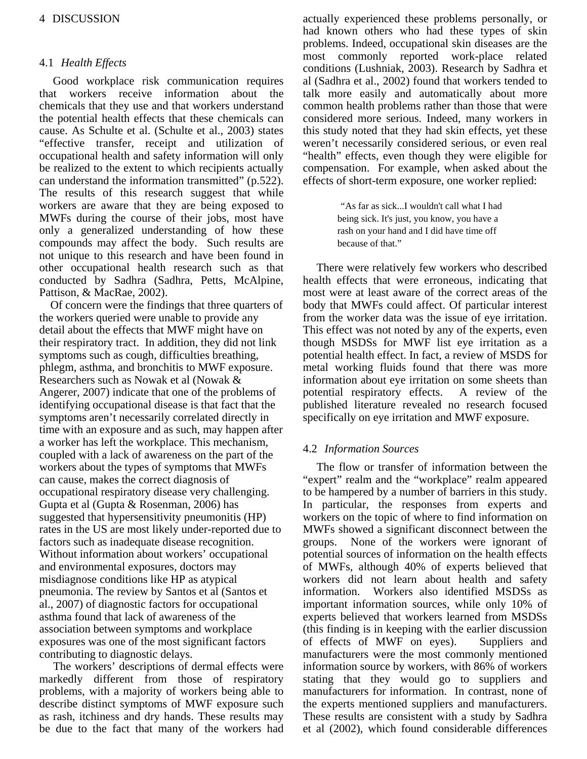# 4 DISCUSSION

## 4.1 *Health Effects*

Good workplace risk communication requires that workers receive information about the chemicals that they use and that workers understand the potential health effects that these chemicals can cause. As Schulte et al. (Schulte et al., 2003) states "effective transfer, receipt and utilization of occupational health and safety information will only be realized to the extent to which recipients actually can understand the information transmitted" (p.522). The results of this research suggest that while workers are aware that they are being exposed to MWFs during the course of their jobs, most have only a generalized understanding of how these compounds may affect the body. Such results are not unique to this research and have been found in other occupational health research such as that conducted by Sadhra (Sadhra, Petts, McAlpine, Pattison, & MacRae, 2002).

Of concern were the findings that three quarters of the workers queried were unable to provide any detail about the effects that MWF might have on their respiratory tract. In addition, they did not link symptoms such as cough, difficulties breathing, phlegm, asthma, and bronchitis to MWF exposure. Researchers such as Nowak et al (Nowak & Angerer, 2007) indicate that one of the problems of identifying occupational disease is that fact that the symptoms aren't necessarily correlated directly in time with an exposure and as such, may happen after a worker has left the workplace. This mechanism, coupled with a lack of awareness on the part of the workers about the types of symptoms that MWFs can cause, makes the correct diagnosis of occupational respiratory disease very challenging. Gupta et al (Gupta & Rosenman, 2006) has suggested that hypersensitivity pneumonitis (HP) rates in the US are most likely under-reported due to factors such as inadequate disease recognition. Without information about workers' occupational and environmental exposures, doctors may misdiagnose conditions like HP as atypical pneumonia. The review by Santos et al (Santos et al., 2007) of diagnostic factors for occupational asthma found that lack of awareness of the association between symptoms and workplace exposures was one of the most significant factors contributing to diagnostic delays.

The workers' descriptions of dermal effects were markedly different from those of respiratory problems, with a majority of workers being able to describe distinct symptoms of MWF exposure such as rash, itchiness and dry hands. These results may be due to the fact that many of the workers had actually experienced these problems personally, or had known others who had these types of skin problems. Indeed, occupational skin diseases are the most commonly reported work-place related conditions (Lushniak, 2003). Research by Sadhra et al (Sadhra et al., 2002) found that workers tended to talk more easily and automatically about more common health problems rather than those that were considered more serious. Indeed, many workers in this study noted that they had skin effects, yet these weren't necessarily considered serious, or even real "health" effects, even though they were eligible for compensation. For example, when asked about the effects of short-term exposure, one worker replied:

> "As far as sick...I wouldn't call what I had being sick. It's just, you know, you have a rash on your hand and I did have time off because of that."

There were relatively few workers who described health effects that were erroneous, indicating that most were at least aware of the correct areas of the body that MWFs could affect. Of particular interest from the worker data was the issue of eye irritation. This effect was not noted by any of the experts, even though MSDSs for MWF list eye irritation as a potential health effect. In fact, a review of MSDS for metal working fluids found that there was more information about eye irritation on some sheets than potential respiratory effects. A review of the published literature revealed no research focused specifically on eye irritation and MWF exposure.

## 4.2 *Information Sources*

The flow or transfer of information between the "expert" realm and the "workplace" realm appeared to be hampered by a number of barriers in this study. In particular, the responses from experts and workers on the topic of where to find information on MWFs showed a significant disconnect between the groups. None of the workers were ignorant of potential sources of information on the health effects of MWFs, although 40% of experts believed that workers did not learn about health and safety information. Workers also identified MSDSs as important information sources, while only 10% of experts believed that workers learned from MSDSs (this finding is in keeping with the earlier discussion of effects of MWF on eyes). Suppliers and manufacturers were the most commonly mentioned information source by workers, with 86% of workers stating that they would go to suppliers and manufacturers for information. In contrast, none of the experts mentioned suppliers and manufacturers. These results are consistent with a study by Sadhra et al (2002), which found considerable differences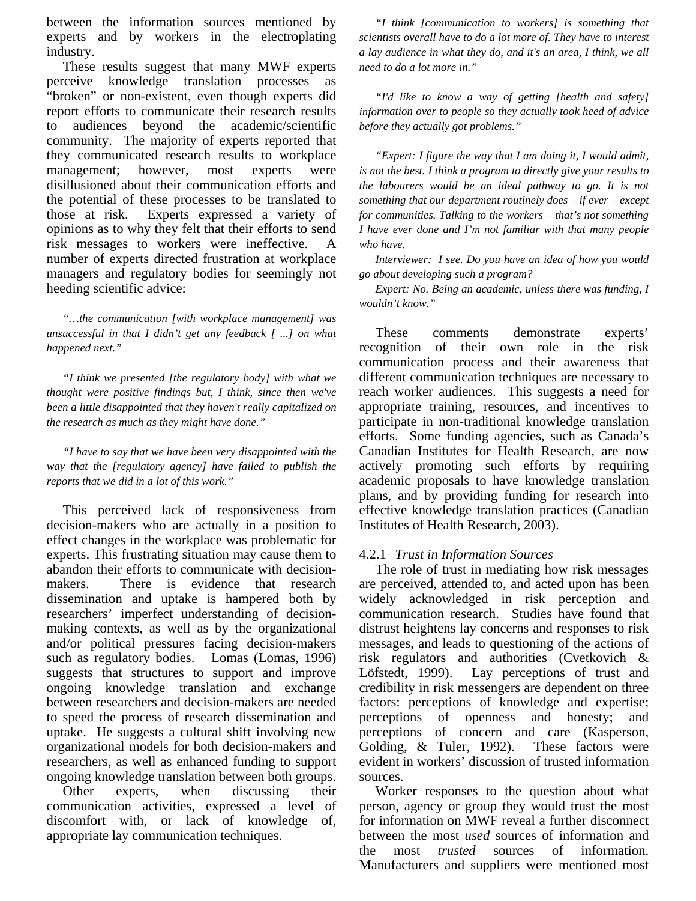between the information sources mentioned by experts and by workers in the electroplating industry.

These results suggest that many MWF experts perceive knowledge translation processes as "broken" or non-existent, even though experts did report efforts to communicate their research results to audiences beyond the academic/scientific community. The majority of experts reported that they communicated research results to workplace management; however, most experts were disillusioned about their communication efforts and the potential of these processes to be translated to those at risk. Experts expressed a variety of opinions as to why they felt that their efforts to send risk messages to workers were ineffective. A number of experts directed frustration at workplace managers and regulatory bodies for seemingly not heeding scientific advice:

*"…the communication [with workplace management] was unsuccessful in that I didn't get any feedback [ ...] on what happened next."*

*"I think we presented [the regulatory body] with what we thought were positive findings but, I think, since then we've been a little disappointed that they haven't really capitalized on the research as much as they might have done."*

*"I have to say that we have been very disappointed with the way that the [regulatory agency] have failed to publish the reports that we did in a lot of this work."*

This perceived lack of responsiveness from decision-makers who are actually in a position to effect changes in the workplace was problematic for experts. This frustrating situation may cause them to abandon their efforts to communicate with decision-makers. There is evidence that research dissemination and uptake is hampered both by researchers' imperfect understanding of decision-making contexts, as well as by the organizational and/or political pressures facing decision-makers such as regulatory bodies. Lomas (Lomas, 1996) suggests that structures to support and improve ongoing knowledge translation and exchange between researchers and decision-makers are needed to speed the process of research dissemination and uptake. He suggests a cultural shift involving new organizational models for both decision-makers and researchers, as well as enhanced funding to support ongoing knowledge translation between both groups.

Other experts, when discussing their communication activities, expressed a level of discomfort with, or lack of knowledge of, appropriate lay communication techniques.

*"I think [communication to workers] is something that scientists overall have to do a lot more of. They have to interest a lay audience in what they do, and it's an area, I think, we all need to do a lot more in."*

*"I'd like to know a way of getting [health and safety] information over to people so they actually took heed of advice before they actually got problems."*

*"Expert: I figure the way that I am doing it, I would admit, is not the best. I think a program to directly give your results to the labourers would be an ideal pathway to go. It is not something that our department routinely does – if ever – except for communities. Talking to the workers – that's not something I have ever done and I'm not familiar with that many people who have.*

*Interviewer: I see. Do you have an idea of how you would go about developing such a program?*

*Expert: No. Being an academic, unless there was funding, I wouldn't know."*

These comments demonstrate experts' recognition of their own role in the risk communication process and their awareness that different communication techniques are necessary to reach worker audiences. This suggests a need for appropriate training, resources, and incentives to participate in non-traditional knowledge translation efforts. Some funding agencies, such as Canada's Canadian Institutes for Health Research, are now actively promoting such efforts by requiring academic proposals to have knowledge translation plans, and by providing funding for research into effective knowledge translation practices (Canadian Institutes of Health Research, 2003).

#### 4.2.1 *Trust in Information Sources*

The role of trust in mediating how risk messages are perceived, attended to, and acted upon has been widely acknowledged in risk perception and communication research. Studies have found that distrust heightens lay concerns and responses to risk messages, and leads to questioning of the actions of risk regulators and authorities (Cvetkovich & Löfstedt, 1999). Lay perceptions of trust and credibility in risk messengers are dependent on three factors: perceptions of knowledge and expertise; perceptions of openness and honesty; and perceptions of concern and care (Kasperson, Golding, & Tuler, 1992). These factors were evident in workers' discussion of trusted information sources.

Worker responses to the question about what person, agency or group they would trust the most for information on MWF reveal a further disconnect between the most *used* sources of information and the most *trusted* sources of information. Manufacturers and suppliers were mentioned most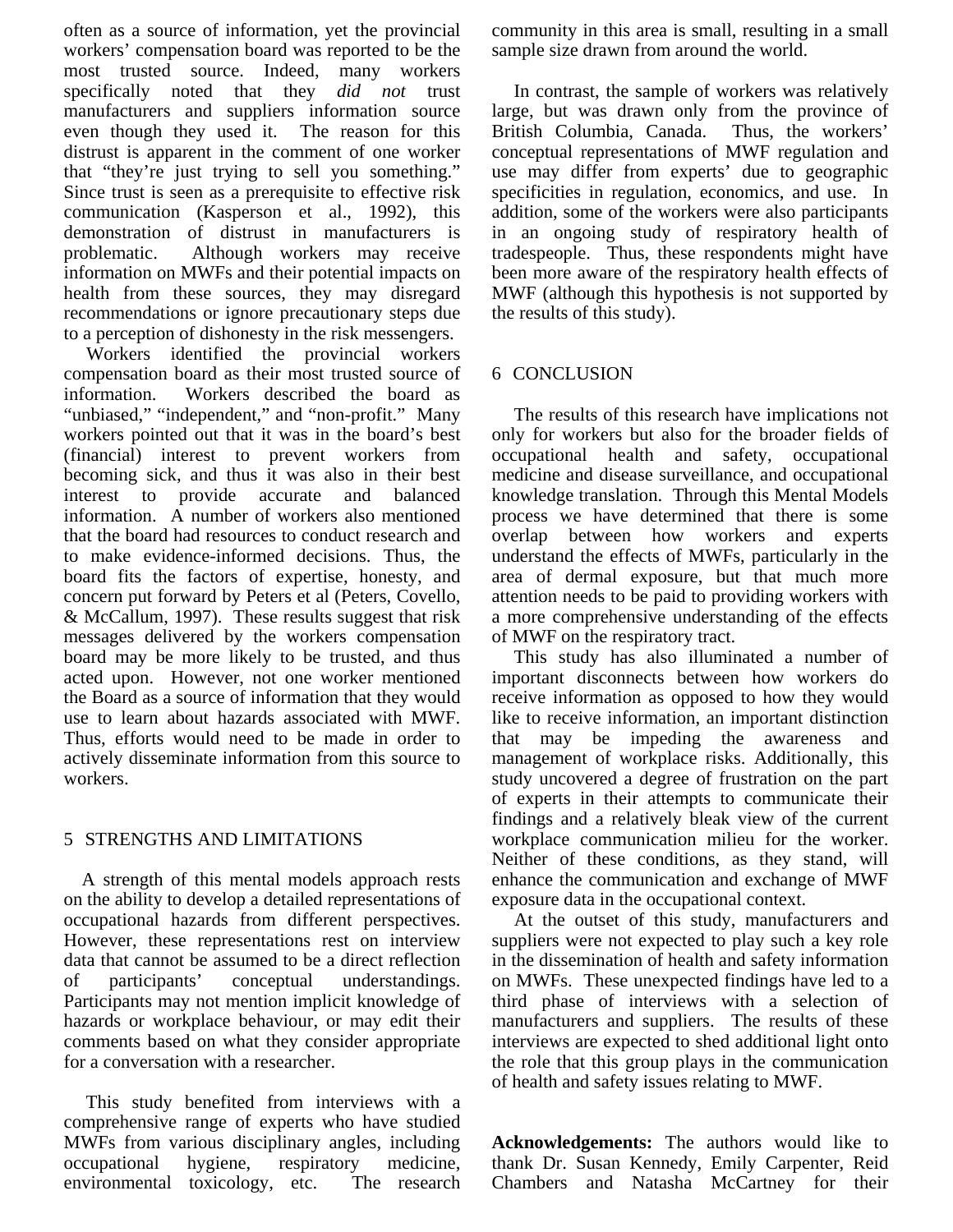often as a source of information, yet the provincial workers' compensation board was reported to be the most trusted source. Indeed, many workers specifically noted that they *did not* trust manufacturers and suppliers information source even though they used it. The reason for this distrust is apparent in the comment of one worker that "they're just trying to sell you something." Since trust is seen as a prerequisite to effective risk communication (Kasperson et al., 1992), this demonstration of distrust in manufacturers is problematic. Although workers may receive information on MWFs and their potential impacts on health from these sources, they may disregard recommendations or ignore precautionary steps due to a perception of dishonesty in the risk messengers.

Workers identified the provincial workers compensation board as their most trusted source of information. Workers described the board as "unbiased," "independent," and "non-profit." Many workers pointed out that it was in the board's best (financial) interest to prevent workers from becoming sick, and thus it was also in their best interest to provide accurate and balanced information. A number of workers also mentioned that the board had resources to conduct research and to make evidence-informed decisions. Thus, the board fits the factors of expertise, honesty, and concern put forward by Peters et al (Peters, Covello, & McCallum, 1997). These results suggest that risk messages delivered by the workers compensation board may be more likely to be trusted, and thus acted upon. However, not one worker mentioned the Board as a source of information that they would use to learn about hazards associated with MWF. Thus, efforts would need to be made in order to actively disseminate information from this source to workers.

## 5 STRENGTHS AND LIMITATIONS

A strength of this mental models approach rests on the ability to develop a detailed representations of occupational hazards from different perspectives. However, these representations rest on interview data that cannot be assumed to be a direct reflection of participants' conceptual understandings. Participants may not mention implicit knowledge of hazards or workplace behaviour, or may edit their comments based on what they consider appropriate for a conversation with a researcher.

This study benefited from interviews with a comprehensive range of experts who have studied MWFs from various disciplinary angles, including occupational hygiene, respiratory medicine, environmental toxicology, etc. The research community in this area is small, resulting in a small sample size drawn from around the world.

In contrast, the sample of workers was relatively large, but was drawn only from the province of British Columbia, Canada. Thus, the workers' conceptual representations of MWF regulation and use may differ from experts' due to geographic specificities in regulation, economics, and use. In addition, some of the workers were also participants in an ongoing study of respiratory health of tradespeople. Thus, these respondents might have been more aware of the respiratory health effects of MWF (although this hypothesis is not supported by the results of this study).

## 6 CONCLUSION

The results of this research have implications not only for workers but also for the broader fields of occupational health and safety, occupational medicine and disease surveillance, and occupational knowledge translation. Through this Mental Models process we have determined that there is some overlap between how workers and experts understand the effects of MWFs, particularly in the area of dermal exposure, but that much more attention needs to be paid to providing workers with a more comprehensive understanding of the effects of MWF on the respiratory tract.

This study has also illuminated a number of important disconnects between how workers do receive information as opposed to how they would like to receive information, an important distinction that may be impeding the awareness and management of workplace risks. Additionally, this study uncovered a degree of frustration on the part of experts in their attempts to communicate their findings and a relatively bleak view of the current workplace communication milieu for the worker. Neither of these conditions, as they stand, will enhance the communication and exchange of MWF exposure data in the occupational context.

At the outset of this study, manufacturers and suppliers were not expected to play such a key role in the dissemination of health and safety information on MWFs. These unexpected findings have led to a third phase of interviews with a selection of manufacturers and suppliers. The results of these interviews are expected to shed additional light onto the role that this group plays in the communication of health and safety issues relating to MWF.

**Acknowledgements:** The authors would like to thank Dr. Susan Kennedy, Emily Carpenter, Reid Chambers and Natasha McCartney for their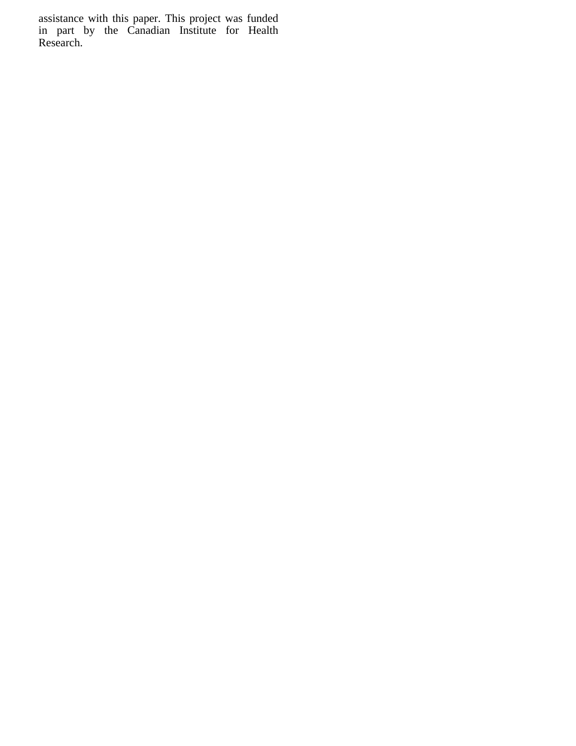assistance with this paper. This project was funded in part by the Canadian Institute for Health Research.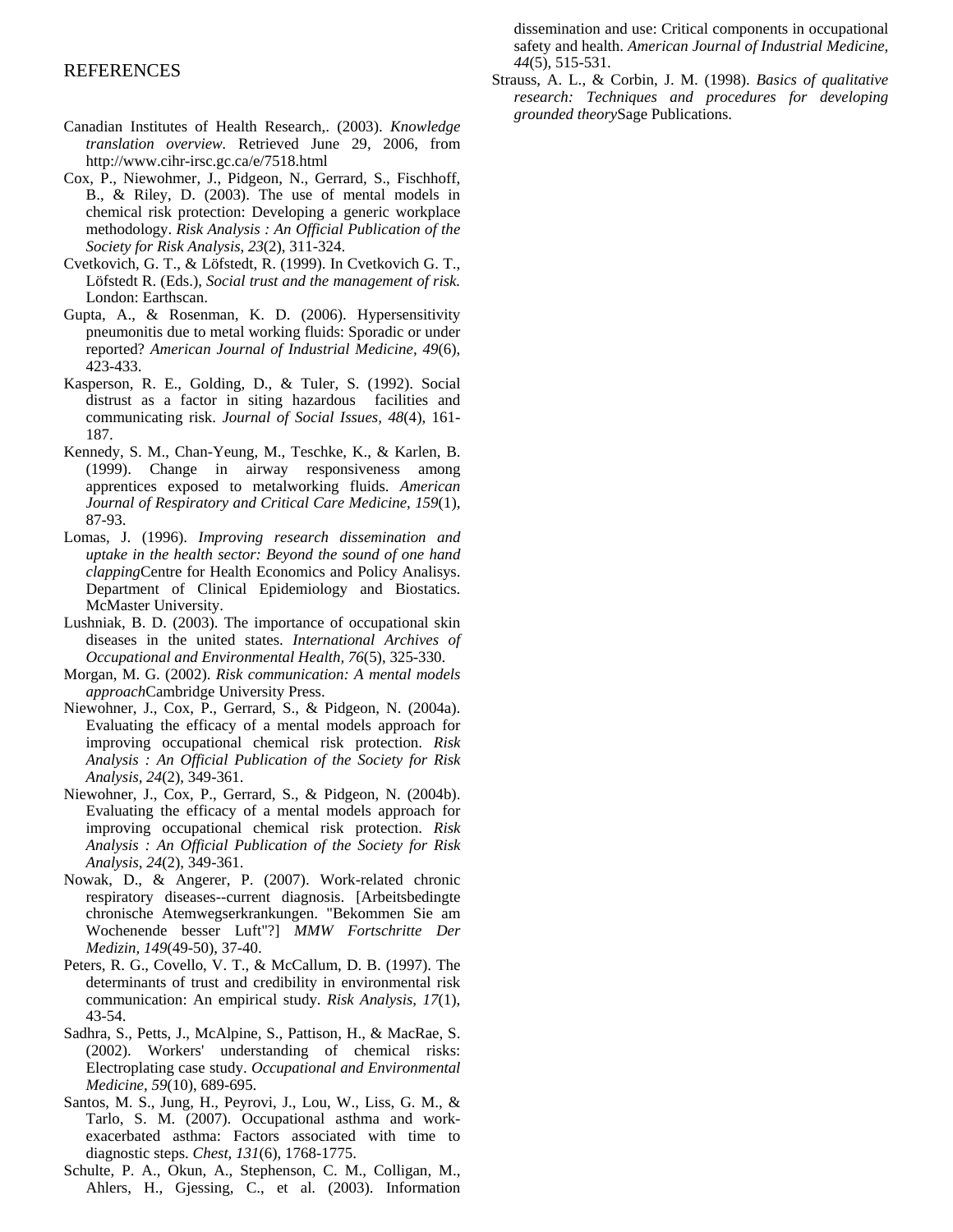## REFERENCES

Canadian Institutes of Health Research,. (2003). *Knowledge translation overview.* Retrieved June 29, 2006, from http://www.cihr-irsc.gc.ca/e/7518.html

Cox, P., Niewohmer, J., Pidgeon, N., Gerrard, S., Fischhoff, B., & Riley, D. (2003). The use of mental models in chemical risk protection: Developing a generic workplace methodology. *Risk Analysis : An Official Publication of the Society for Risk Analysis, 23*(2), 311-324.

Cvetkovich, G. T., & Löfstedt, R. (1999). In Cvetkovich G. T., Löfstedt R. (Eds.), *Social trust and the management of risk.* London: Earthscan.

Gupta, A., & Rosenman, K. D. (2006). Hypersensitivity pneumonitis due to metal working fluids: Sporadic or under reported? *American Journal of Industrial Medicine, 49*(6), 423-433.

Kasperson, R. E., Golding, D., & Tuler, S. (1992). Social distrust as a factor in siting hazardous facilities and communicating risk. *Journal of Social Issues, 48*(4), 161-187.

Kennedy, S. M., Chan-Yeung, M., Teschke, K., & Karlen, B. (1999). Change in airway responsiveness among apprentices exposed to metalworking fluids. *American Journal of Respiratory and Critical Care Medicine, 159*(1), 87-93.

Lomas, J. (1996). *Improving research dissemination and uptake in the health sector: Beyond the sound of one hand clapping*Centre for Health Economics and Policy Analisys. Department of Clinical Epidemiology and Biostatics. McMaster University.

Lushniak, B. D. (2003). The importance of occupational skin diseases in the united states. *International Archives of Occupational and Environmental Health, 76*(5), 325-330.

Morgan, M. G. (2002). *Risk communication: A mental models approach*Cambridge University Press.

Niewohner, J., Cox, P., Gerrard, S., & Pidgeon, N. (2004a). Evaluating the efficacy of a mental models approach for improving occupational chemical risk protection. *Risk Analysis : An Official Publication of the Society for Risk Analysis, 24*(2), 349-361.

Niewohner, J., Cox, P., Gerrard, S., & Pidgeon, N. (2004b). Evaluating the efficacy of a mental models approach for improving occupational chemical risk protection. *Risk Analysis : An Official Publication of the Society for Risk Analysis, 24*(2), 349-361.

Nowak, D., & Angerer, P. (2007). Work-related chronic respiratory diseases--current diagnosis. [Arbeitsbedingte chronische Atemwegserkrankungen. "Bekommen Sie am Wochenende besser Luft"?] *MMW Fortschritte Der Medizin, 149*(49-50), 37-40.

Peters, R. G., Covello, V. T., & McCallum, D. B. (1997). The determinants of trust and credibility in environmental risk communication: An empirical study. *Risk Analysis, 17*(1), 43-54.

Sadhra, S., Petts, J., McAlpine, S., Pattison, H., & MacRae, S. (2002). Workers' understanding of chemical risks: Electroplating case study. *Occupational and Environmental Medicine, 59*(10), 689-695.

Santos, M. S., Jung, H., Peyrovi, J., Lou, W., Liss, G. M., & Tarlo, S. M. (2007). Occupational asthma and work-exacerbated asthma: Factors associated with time to diagnostic steps. *Chest, 131*(6), 1768-1775.

Schulte, P. A., Okun, A., Stephenson, C. M., Colligan, M., Ahlers, H., Gjessing, C., et al. (2003). Information dissemination and use: Critical components in occupational safety and health. *American Journal of Industrial Medicine, 44*(5), 515-531.

Strauss, A. L., & Corbin, J. M. (1998). *Basics of qualitative research: Techniques and procedures for developing grounded theory*Sage Publications.